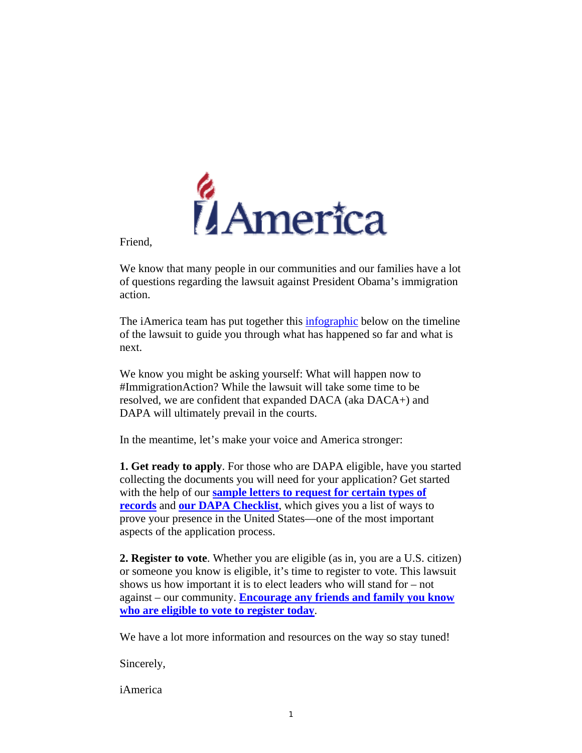Friend,

We know that many people in our communities and our families have a lot of questions regarding the lawsuit against President Obama's immigration action.

The iAmerica team has put together this infographic below on the timeline of the lawsuit to guide you through what has happened so far and what is next.

We know you might be asking yourself: What will happen now to #ImmigrationAction? While the lawsuit will take some time to be resolved, we are confident that expanded DACA (aka DACA+) and DAPA will ultimately prevail in the courts.

In the meantime, let's make your voice and America stronger:

**1. Get ready to apply**. For those who are DAPA eligible, have you started collecting the documents you will need for your application? Get started with the help of our **sample letters to request for certain types of records** and **our DAPA Checklist**, which gives you a list of ways to prove your presence in the United States—one of the most important aspects of the application process.

**2. Register to vote**. Whether you are eligible (as in, you are a U.S. citizen) or someone you know is eligible, it's time to register to vote. This lawsuit shows us how important it is to elect leaders who will stand for – not against – our community. **Encourage any friends and family you know who are eligible to vote to register today**.

We have a lot more information and resources on the way so stay tuned!

Sincerely,

iAmerica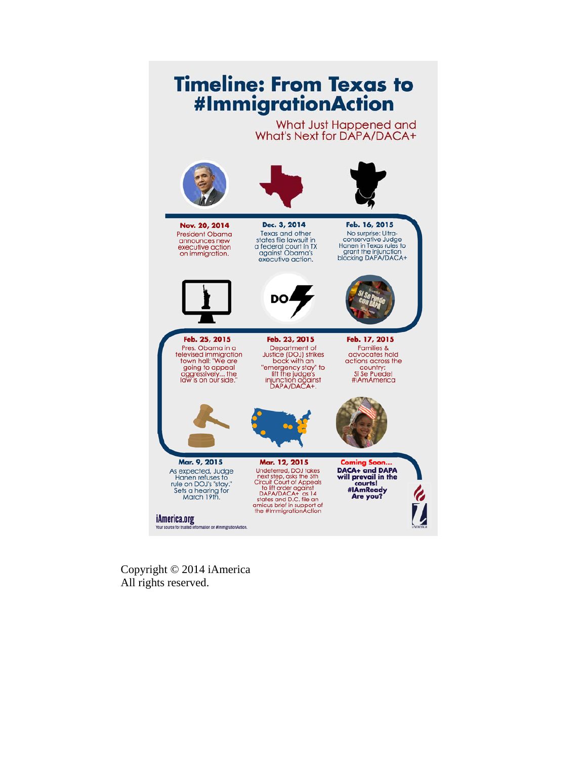# Timeline: From Texas to #ImmigrationAction

## What Just Happened and What's Next for DAPA/DACA+

**Nov. 20, 2014**
President Obama announces new executive action on immigration.

**Dec. 3, 2014**
Texas and other states file lawsuit in a federal court in TX against Obama's executive action.

**Feb. 16, 2015**
No surprise: Ultra-conservative Judge Hanen in Texas rules to grant the injunction blocking DAPA/DACA+

**Feb. 17, 2015**
Families & advocates hold actions across the country: Si Se Puede! #iAmAmerica

**Feb. 23, 2015**
Department of Justice (DOJ) strikes back with an "emergency stay" to lift the judge's injunction against DAPA/DACA+.

**Feb. 25, 2015**
Pres. Obama in a televised immigration town hall: "We are going to appeal aggressively... the law is on our side."

**Mar. 9, 2015**
As expected, Judge Hanen refuses to rule on DOJ's "stay." Sets a hearing for March 19th.

**Mar. 12, 2015**
Undeterred, DOJ takes next step, asks the 5th Circuit Court of Appeals to lift order against DAPA/DACA+ as 14 states and D.C. file an amicus brief in support of the #ImmigrationAction

**Coming Soon...**
**DACA+ and DAPA will prevail in the courts! #IAmReady Are you?**

iAmerica.org
Your source for trusted information on #ImmigrationAction.

Copyright © 2014 iAmerica
All rights reserved.